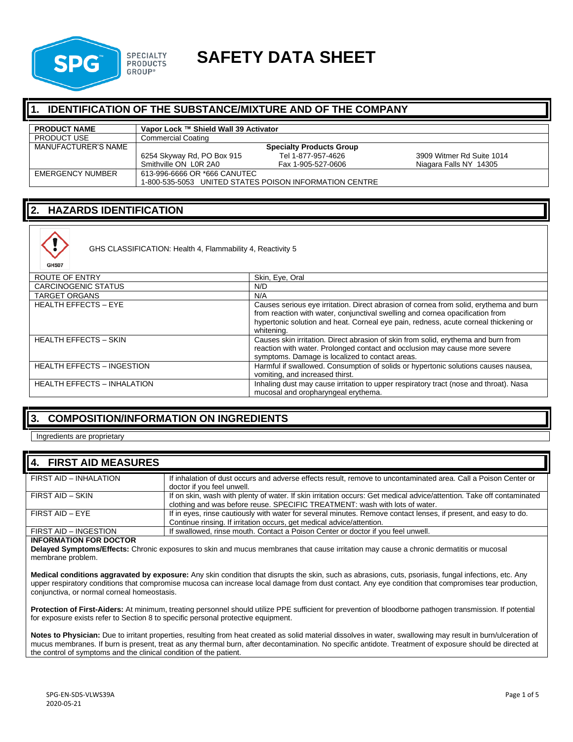SPECIALTY PRODUCTS GROUP®

# SAFETY DATA SHEET

## 1. IDENTIFICATION OF THE SUBSTANCE/MIXTURE AND OF THE COMPANY

| | |
|---|---|
| **PRODUCT NAME** | **Vapor Lock ™ Shield Wall 39 Activator** |
| PRODUCT USE | Commercial Coating |
| MANUFACTURER'S NAME | **Specialty Products Group**<br>6254 Skyway Rd, PO Box 915 Smithville ON L0R 2A0<br>Tel 1-877-957-4626 Fax 1-905-527-0606<br>3909 Witmer Rd Suite 1014 Niagara Falls NY 14305 |
| EMERGENCY NUMBER | 613-996-6666 OR *666 CANUTEC<br>1-800-535-5053 UNITED STATES POISON INFORMATION CENTRE |

## 2. HAZARDS IDENTIFICATION

GHS07

GHS CLASSIFICATION: Health 4, Flammability 4, Reactivity 5

| | |
|---|---|
| ROUTE OF ENTRY | Skin, Eye, Oral |
| CARCINOGENIC STATUS | N/D |
| TARGET ORGANS | N/A |
| HEALTH EFFECTS – EYE | Causes serious eye irritation. Direct abrasion of cornea from solid, erythema and burn from reaction with water, conjunctival swelling and cornea opacification from hypertonic solution and heat. Corneal eye pain, redness, acute corneal thickening or whitening. |
| HEALTH EFFECTS – SKIN | Causes skin irritation. Direct abrasion of skin from solid, erythema and burn from reaction with water. Prolonged contact and occlusion may cause more severe symptoms. Damage is localized to contact areas. |
| HEALTH EFFECTS – INGESTION | Harmful if swallowed. Consumption of solids or hypertonic solutions causes nausea, vomiting, and increased thirst. |
| HEALTH EFFECTS – INHALATION | Inhaling dust may cause irritation to upper respiratory tract (nose and throat). Nasa mucosal and oropharyngeal erythema. |

## 3. COMPOSITION/INFORMATION ON INGREDIENTS

Ingredients are proprietary

## 4. FIRST AID MEASURES

| | |
|---|---|
| FIRST AID – INHALATION | If inhalation of dust occurs and adverse effects result, remove to uncontaminated area. Call a Poison Center or doctor if you feel unwell. |
| FIRST AID – SKIN | If on skin, wash with plenty of water. If skin irritation occurs: Get medical advice/attention. Take off contaminated clothing and was before reuse. SPECIFIC TREATMENT: wash with lots of water. |
| FIRST AID – EYE | If in eyes, rinse cautiously with water for several minutes. Remove contact lenses, if present, and easy to do. Continue rinsing. If irritation occurs, get medical advice/attention. |
| FIRST AID – INGESTION | If swallowed, rinse mouth. Contact a Poison Center or doctor if you feel unwell. |

**INFORMATION FOR DOCTOR**

**Delayed Symptoms/Effects:** Chronic exposures to skin and mucus membranes that cause irritation may cause a chronic dermatitis or mucosal membrane problem.

**Medical conditions aggravated by exposure:** Any skin condition that disrupts the skin, such as abrasions, cuts, psoriasis, fungal infections, etc. Any upper respiratory conditions that compromise mucosa can increase local damage from dust contact. Any eye condition that compromises tear production, conjunctiva, or normal corneal homeostasis.

**Protection of First-Aiders:** At minimum, treating personnel should utilize PPE sufficient for prevention of bloodborne pathogen transmission. If potential for exposure exists refer to Section 8 to specific personal protective equipment.

**Notes to Physician:** Due to irritant properties, resulting from heat created as solid material dissolves in water, swallowing may result in burn/ulceration of mucus membranes. If burn is present, treat as any thermal burn, after decontamination. No specific antidote. Treatment of exposure should be directed at the control of symptoms and the clinical condition of the patient.

SPG-EN-SDS-VLWS39A
2020-05-21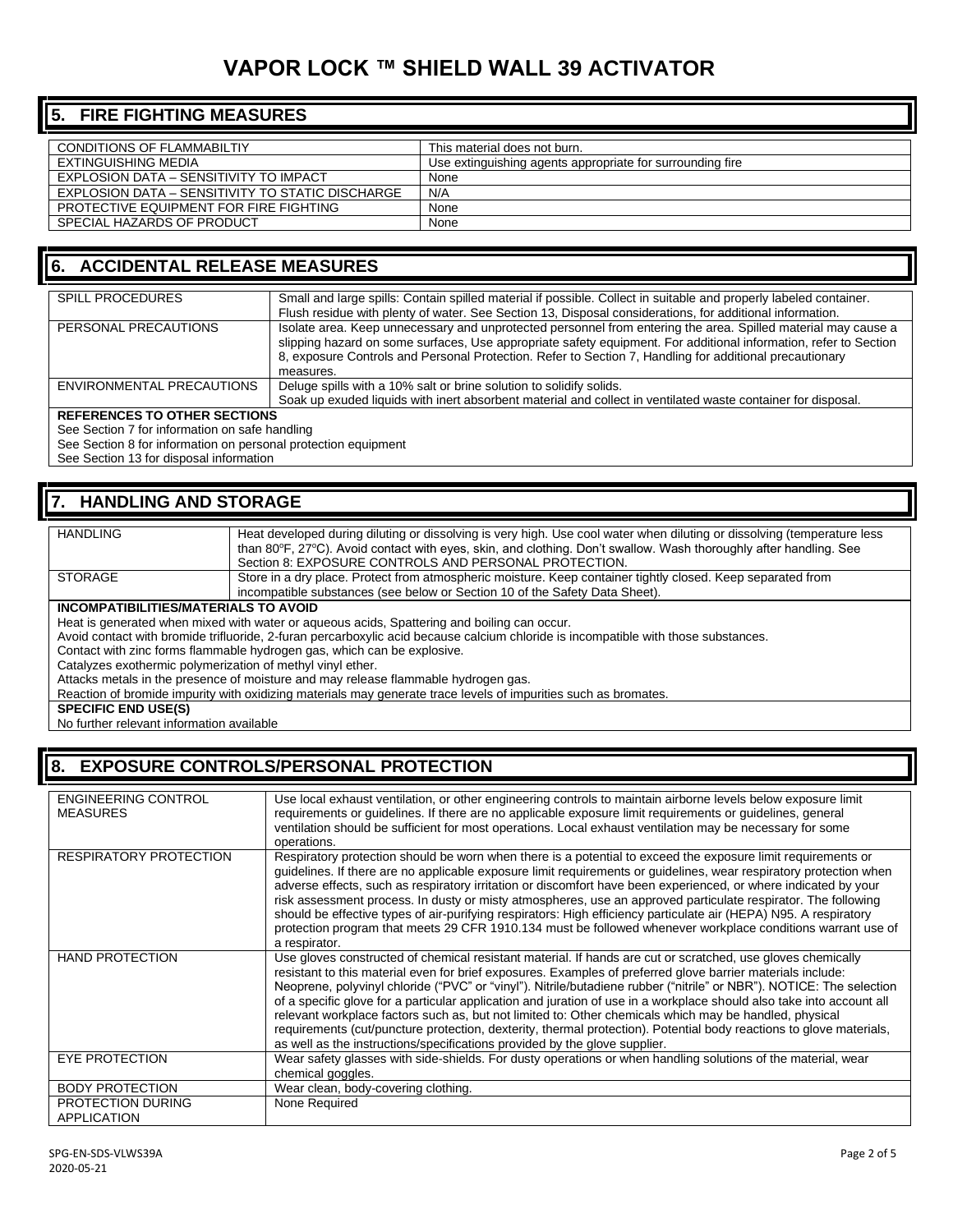# VAPOR LOCK ™ SHIELD WALL 39 ACTIVATOR

## 5. FIRE FIGHTING MEASURES

| | |
|---|---|
| CONDITIONS OF FLAMMABILTIY | This material does not burn. |
| EXTINGUISHING MEDIA | Use extinguishing agents appropriate for surrounding fire |
| EXPLOSION DATA – SENSITIVITY TO IMPACT | None |
| EXPLOSION DATA – SENSITIVITY TO STATIC DISCHARGE | N/A |
| PROTECTIVE EQUIPMENT FOR FIRE FIGHTING | None |
| SPECIAL HAZARDS OF PRODUCT | None |

## 6. ACCIDENTAL RELEASE MEASURES

| | |
|---|---|
| SPILL PROCEDURES | Small and large spills: Contain spilled material if possible. Collect in suitable and properly labeled container. Flush residue with plenty of water. See Section 13, Disposal considerations, for additional information. |
| PERSONAL PRECAUTIONS | Isolate area. Keep unnecessary and unprotected personnel from entering the area. Spilled material may cause a slipping hazard on some surfaces, Use appropriate safety equipment. For additional information, refer to Section 8, exposure Controls and Personal Protection. Refer to Section 7, Handling for additional precautionary measures. |
| ENVIRONMENTAL PRECAUTIONS | Deluge spills with a 10% salt or brine solution to solidify solids. Soak up exuded liquids with inert absorbent material and collect in ventilated waste container for disposal. |

**REFERENCES TO OTHER SECTIONS**

See Section 7 for information on safe handling
See Section 8 for information on personal protection equipment
See Section 13 for disposal information

## 7. HANDLING AND STORAGE

| | |
|---|---|
| HANDLING | Heat developed during diluting or dissolving is very high. Use cool water when diluting or dissolving (temperature less than 80°F, 27°C). Avoid contact with eyes, skin, and clothing. Don't swallow. Wash thoroughly after handling. See Section 8: EXPOSURE CONTROLS AND PERSONAL PROTECTION. |
| STORAGE | Store in a dry place. Protect from atmospheric moisture. Keep container tightly closed. Keep separated from incompatible substances (see below or Section 10 of the Safety Data Sheet). |

**INCOMPATIBILITIES/MATERIALS TO AVOID**

Heat is generated when mixed with water or aqueous acids, Spattering and boiling can occur.
Avoid contact with bromide trifluoride, 2-furan percarboxylic acid because calcium chloride is incompatible with those substances.
Contact with zinc forms flammable hydrogen gas, which can be explosive.
Catalyzes exothermic polymerization of methyl vinyl ether.
Attacks metals in the presence of moisture and may release flammable hydrogen gas.
Reaction of bromide impurity with oxidizing materials may generate trace levels of impurities such as bromates.

**SPECIFIC END USE(S)**

No further relevant information available

## 8. EXPOSURE CONTROLS/PERSONAL PROTECTION

| | |
|---|---|
| ENGINEERING CONTROL MEASURES | Use local exhaust ventilation, or other engineering controls to maintain airborne levels below exposure limit requirements or guidelines. If there are no applicable exposure limit requirements or guidelines, general ventilation should be sufficient for most operations. Local exhaust ventilation may be necessary for some operations. |
| RESPIRATORY PROTECTION | Respiratory protection should be worn when there is a potential to exceed the exposure limit requirements or guidelines. If there are no applicable exposure limit requirements or guidelines, wear respiratory protection when adverse effects, such as respiratory irritation or discomfort have been experienced, or where indicated by your risk assessment process. In dusty or misty atmospheres, use an approved particulate respirator. The following should be effective types of air-purifying respirators: High efficiency particulate air (HEPA) N95. A respiratory protection program that meets 29 CFR 1910.134 must be followed whenever workplace conditions warrant use of a respirator. |
| HAND PROTECTION | Use gloves constructed of chemical resistant material. If hands are cut or scratched, use gloves chemically resistant to this material even for brief exposures. Examples of preferred glove barrier materials include: Neoprene, polyvinyl chloride ("PVC" or "vinyl"). Nitrile/butadiene rubber ("nitrile" or NBR"). NOTICE: The selection of a specific glove for a particular application and juration of use in a workplace should also take into account all relevant workplace factors such as, but not limited to: Other chemicals which may be handled, physical requirements (cut/puncture protection, dexterity, thermal protection). Potential body reactions to glove materials, as well as the instructions/specifications provided by the glove supplier. |
| EYE PROTECTION | Wear safety glasses with side-shields. For dusty operations or when handling solutions of the material, wear chemical goggles. |
| BODY PROTECTION | Wear clean, body-covering clothing. |
| PROTECTION DURING APPLICATION | None Required |

SPG-EN-SDS-VLWS39A
2020-05-21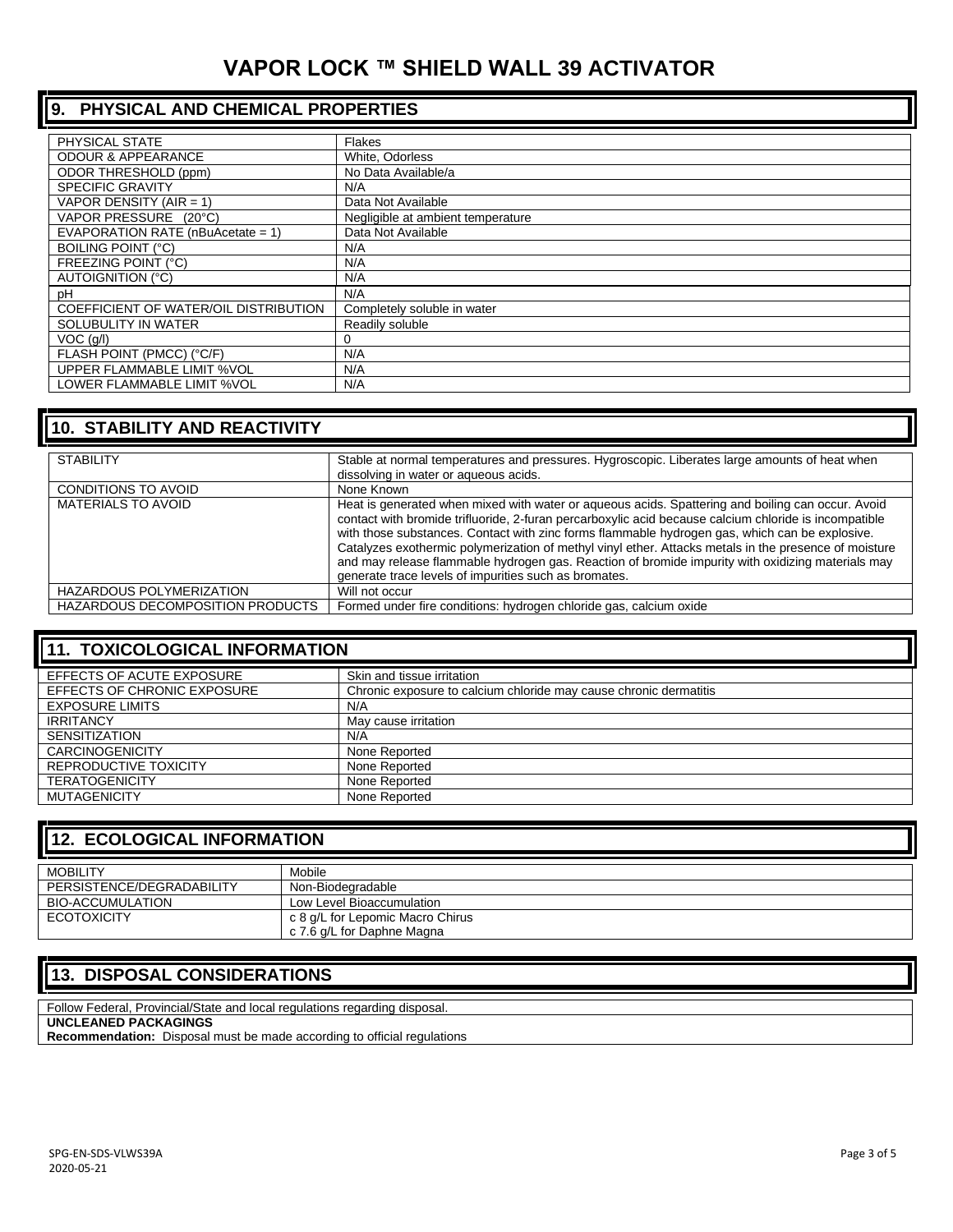# VAPOR LOCK ™ SHIELD WALL 39 ACTIVATOR

## 9. PHYSICAL AND CHEMICAL PROPERTIES

| | |
|---|---|
| PHYSICAL STATE | Flakes |
| ODOUR & APPEARANCE | White, Odorless |
| ODOR THRESHOLD (ppm) | No Data Available/a |
| SPECIFIC GRAVITY | N/A |
| VAPOR DENSITY (AIR = 1) | Data Not Available |
| VAPOR PRESSURE (20°C) | Negligible at ambient temperature |
| EVAPORATION RATE (nBuAcetate = 1) | Data Not Available |
| BOILING POINT (°C) | N/A |
| FREEZING POINT (°C) | N/A |
| AUTOIGNITION (°C) | N/A |
| pH | N/A |
| COEFFICIENT OF WATER/OIL DISTRIBUTION | Completely soluble in water |
| SOLUBULITY IN WATER | Readily soluble |
| VOC (g/l) | 0 |
| FLASH POINT (PMCC) (°C/F) | N/A |
| UPPER FLAMMABLE LIMIT %VOL | N/A |
| LOWER FLAMMABLE LIMIT %VOL | N/A |

## 10. STABILITY AND REACTIVITY

| | |
|---|---|
| STABILITY | Stable at normal temperatures and pressures. Hygroscopic. Liberates large amounts of heat when dissolving in water or aqueous acids. |
| CONDITIONS TO AVOID | None Known |
| MATERIALS TO AVOID | Heat is generated when mixed with water or aqueous acids. Spattering and boiling can occur. Avoid contact with bromide trifluoride, 2-furan percarboxylic acid because calcium chloride is incompatible with those substances. Contact with zinc forms flammable hydrogen gas, which can be explosive. Catalyzes exothermic polymerization of methyl vinyl ether. Attacks metals in the presence of moisture and may release flammable hydrogen gas. Reaction of bromide impurity with oxidizing materials may generate trace levels of impurities such as bromates. |
| HAZARDOUS POLYMERIZATION | Will not occur |
| HAZARDOUS DECOMPOSITION PRODUCTS | Formed under fire conditions: hydrogen chloride gas, calcium oxide |

## 11. TOXICOLOGICAL INFORMATION

| | |
|---|---|
| EFFECTS OF ACUTE EXPOSURE | Skin and tissue irritation |
| EFFECTS OF CHRONIC EXPOSURE | Chronic exposure to calcium chloride may cause chronic dermatitis |
| EXPOSURE LIMITS | N/A |
| IRRITANCY | May cause irritation |
| SENSITIZATION | N/A |
| CARCINOGENICITY | None Reported |
| REPRODUCTIVE TOXICITY | None Reported |
| TERATOGENICITY | None Reported |
| MUTAGENICITY | None Reported |

## 12. ECOLOGICAL INFORMATION

| | |
|---|---|
| MOBILITY | Mobile |
| PERSISTENCE/DEGRADABILITY | Non-Biodegradable |
| BIO-ACCUMULATION | Low Level Bioaccumulation |
| ECOTOXICITY | c 8 g/L for Lepomic Macro Chirus<br>c 7.6 g/L for Daphne Magna |

## 13. DISPOSAL CONSIDERATIONS

Follow Federal, Provincial/State and local regulations regarding disposal.

**UNCLEANED PACKAGINGS**

**Recommendation:** Disposal must be made according to official regulations

SPG-EN-SDS-VLWS39A
2020-05-21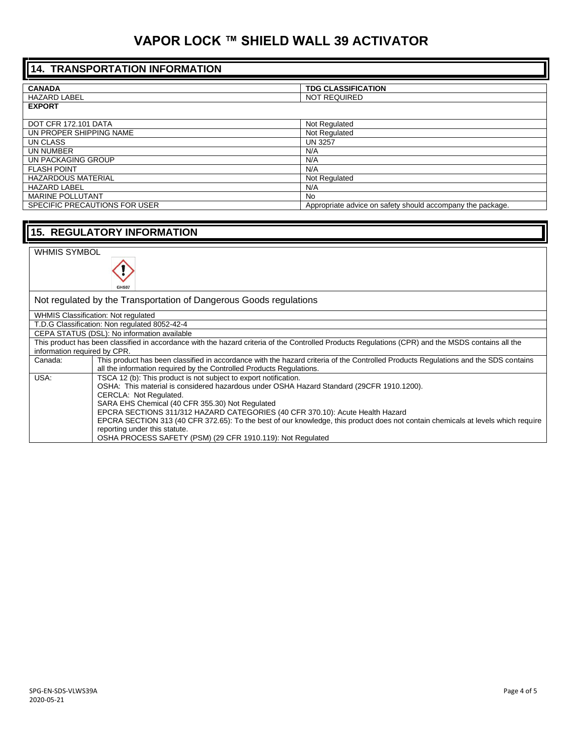# VAPOR LOCK ™ SHIELD WALL 39 ACTIVATOR

## 14. TRANSPORTATION INFORMATION

| CANADA | TDG CLASSIFICATION |
|---|---|
| HAZARD LABEL | NOT REQUIRED |
| **EXPORT** | |
| DOT CFR 172.101 DATA | Not Regulated |
| UN PROPER SHIPPING NAME | Not Regulated |
| UN CLASS | UN 3257 |
| UN NUMBER | N/A |
| UN PACKAGING GROUP | N/A |
| FLASH POINT | N/A |
| HAZARDOUS MATERIAL | Not Regulated |
| HAZARD LABEL | N/A |
| MARINE POLLUTANT | No |
| SPECIFIC PRECAUTIONS FOR USER | Appropriate advice on safety should accompany the package. |

## 15. REGULATORY INFORMATION

WHMIS SYMBOL

GHS07

Not regulated by the Transportation of Dangerous Goods regulations

WHMIS Classification: Not regulated

T.D.G Classification: Non regulated 8052-42-4

CEPA STATUS (DSL): No information available

This product has been classified in accordance with the hazard criteria of the Controlled Products Regulations (CPR) and the MSDS contains all the information required by CPR.

| | |
|---|---|
| Canada: | This product has been classified in accordance with the hazard criteria of the Controlled Products Regulations and the SDS contains all the information required by the Controlled Products Regulations. |
| USA: | TSCA 12 (b): This product is not subject to export notification.<br>OSHA: This material is considered hazardous under OSHA Hazard Standard (29CFR 1910.1200).<br>CERCLA: Not Regulated.<br>SARA EHS Chemical (40 CFR 355.30) Not Regulated<br>EPCRA SECTIONS 311/312 HAZARD CATEGORIES (40 CFR 370.10): Acute Health Hazard<br>EPCRA SECTION 313 (40 CFR 372.65): To the best of our knowledge, this product does not contain chemicals at levels which require reporting under this statute.<br>OSHA PROCESS SAFETY (PSM) (29 CFR 1910.119): Not Regulated |

SPG-EN-SDS-VLWS39A
2020-05-21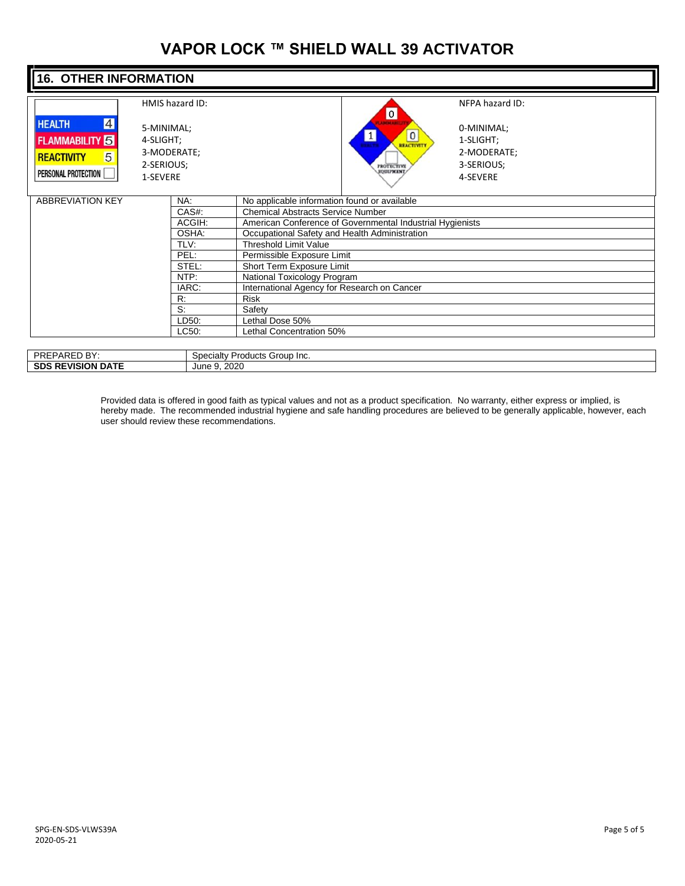# VAPOR LOCK ™ SHIELD WALL 39 ACTIVATOR

## 16. OTHER INFORMATION

| | | | |
|---|---|---|---|
| HEALTH 4<br>FLAMMABILITY 5<br>REACTIVITY 5<br>PERSONAL PROTECTION | HMIS hazard ID:<br>5-MINIMAL;<br>4-SLIGHT;<br>3-MODERATE;<br>2-SERIOUS;<br>1-SEVERE | FLAMMABILITY 0<br>HEALTH 1<br>REACTIVITY 0<br>PROTECTIVE EQUIPMENT | NFPA hazard ID:<br>0-MINIMAL;<br>1-SLIGHT;<br>2-MODERATE;<br>3-SERIOUS;<br>4-SEVERE |

| | | |
|---|---|---|
| ABBREVIATION KEY | NA: | No applicable information found or available |
| | CAS#: | Chemical Abstracts Service Number |
| | ACGIH: | American Conference of Governmental Industrial Hygienists |
| | OSHA: | Occupational Safety and Health Administration |
| | TLV: | Threshold Limit Value |
| | PEL: | Permissible Exposure Limit |
| | STEL: | Short Term Exposure Limit |
| | NTP: | National Toxicology Program |
| | IARC: | International Agency for Research on Cancer |
| | R: | Risk |
| | S: | Safety |
| | LD50: | Lethal Dose 50% |
| | LC50: | Lethal Concentration 50% |

| | |
|---|---|
| PREPARED BY: | Specialty Products Group Inc. |
| **SDS REVISION DATE** | June 9, 2020 |

Provided data is offered in good faith as typical values and not as a product specification. No warranty, either express or implied, is hereby made. The recommended industrial hygiene and safe handling procedures are believed to be generally applicable, however, each user should review these recommendations.

SPG-EN-SDS-VLWS39A
2020-05-21